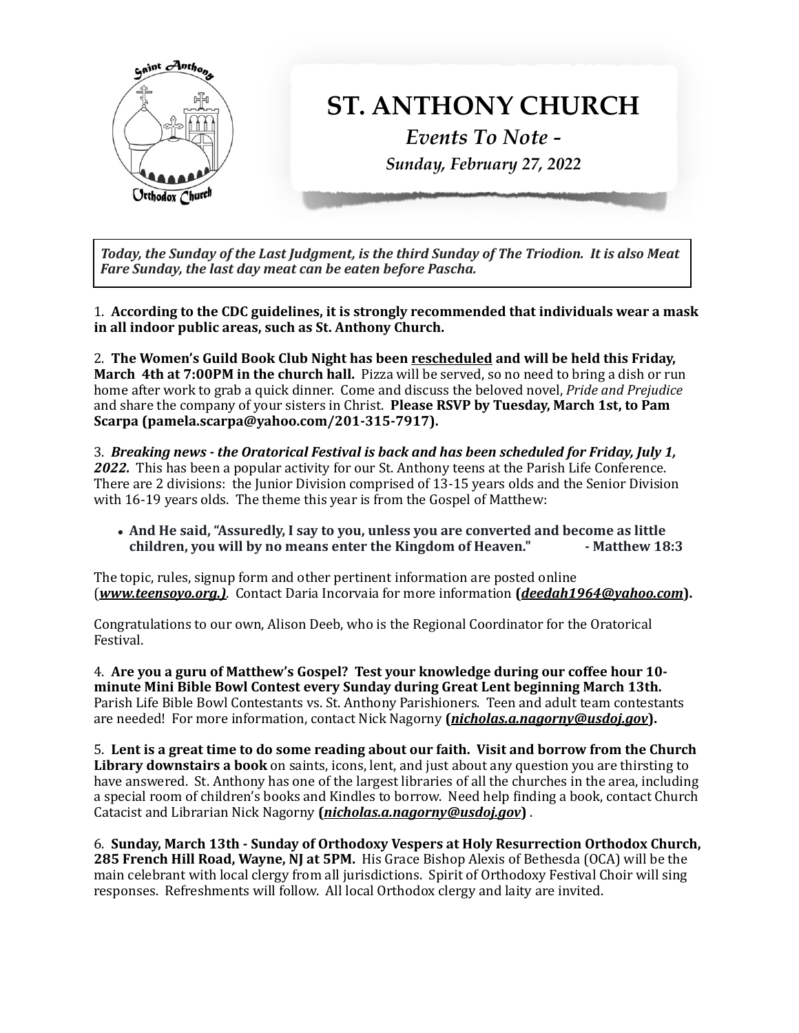# ST. ANTHONY CHURCH

*Events To Note -*

*Sunday, February 27, 2022*

***Today, the Sunday of the Last Judgment, is the third Sunday of The Triodion. It is also Meat Fare Sunday, the last day meat can be eaten before Pascha.***

1. **According to the CDC guidelines, it is strongly recommended that individuals wear a mask in all indoor public areas, such as St. Anthony Church.**

2. **The Women's Guild Book Club Night has been rescheduled and will be held this Friday, March 4th at 7:00PM in the church hall.** Pizza will be served, so no need to bring a dish or run home after work to grab a quick dinner. Come and discuss the beloved novel, *Pride and Prejudice* and share the company of your sisters in Christ. **Please RSVP by Tuesday, March 1st, to Pam Scarpa (pamela.scarpa@yahoo.com/201-315-7917).**

3. ***Breaking news - the Oratorical Festival is back and has been scheduled for Friday, July 1, 2022.*** This has been a popular activity for our St. Anthony teens at the Parish Life Conference. There are 2 divisions: the Junior Division comprised of 13-15 years olds and the Senior Division with 16-19 years olds. The theme this year is from the Gospel of Matthew:

- **And He said, "Assuredly, I say to you, unless you are converted and become as little children, you will by no means enter the Kingdom of Heaven." - Matthew 18:3**

The topic, rules, signup form and other pertinent information are posted online (***www.teensoyo.org.)***. Contact Daria Incorvaia for more information **(*deedah1964@yahoo.com*).**

Congratulations to our own, Alison Deeb, who is the Regional Coordinator for the Oratorical Festival.

4. **Are you a guru of Matthew's Gospel? Test your knowledge during our coffee hour 10-minute Mini Bible Bowl Contest every Sunday during Great Lent beginning March 13th.** Parish Life Bible Bowl Contestants vs. St. Anthony Parishioners. Teen and adult team contestants are needed! For more information, contact Nick Nagorny **(*nicholas.a.nagorny@usdoj.gov*).**

5. **Lent is a great time to do some reading about our faith. Visit and borrow from the Church Library downstairs a book** on saints, icons, lent, and just about any question you are thirsting to have answered. St. Anthony has one of the largest libraries of all the churches in the area, including a special room of children's books and Kindles to borrow. Need help finding a book, contact Church Catacist and Librarian Nick Nagorny **(*nicholas.a.nagorny@usdoj.gov*)** .

6. **Sunday, March 13th - Sunday of Orthodoxy Vespers at Holy Resurrection Orthodox Church, 285 French Hill Road, Wayne, NJ at 5PM.** His Grace Bishop Alexis of Bethesda (OCA) will be the main celebrant with local clergy from all jurisdictions. Spirit of Orthodoxy Festival Choir will sing responses. Refreshments will follow. All local Orthodox clergy and laity are invited.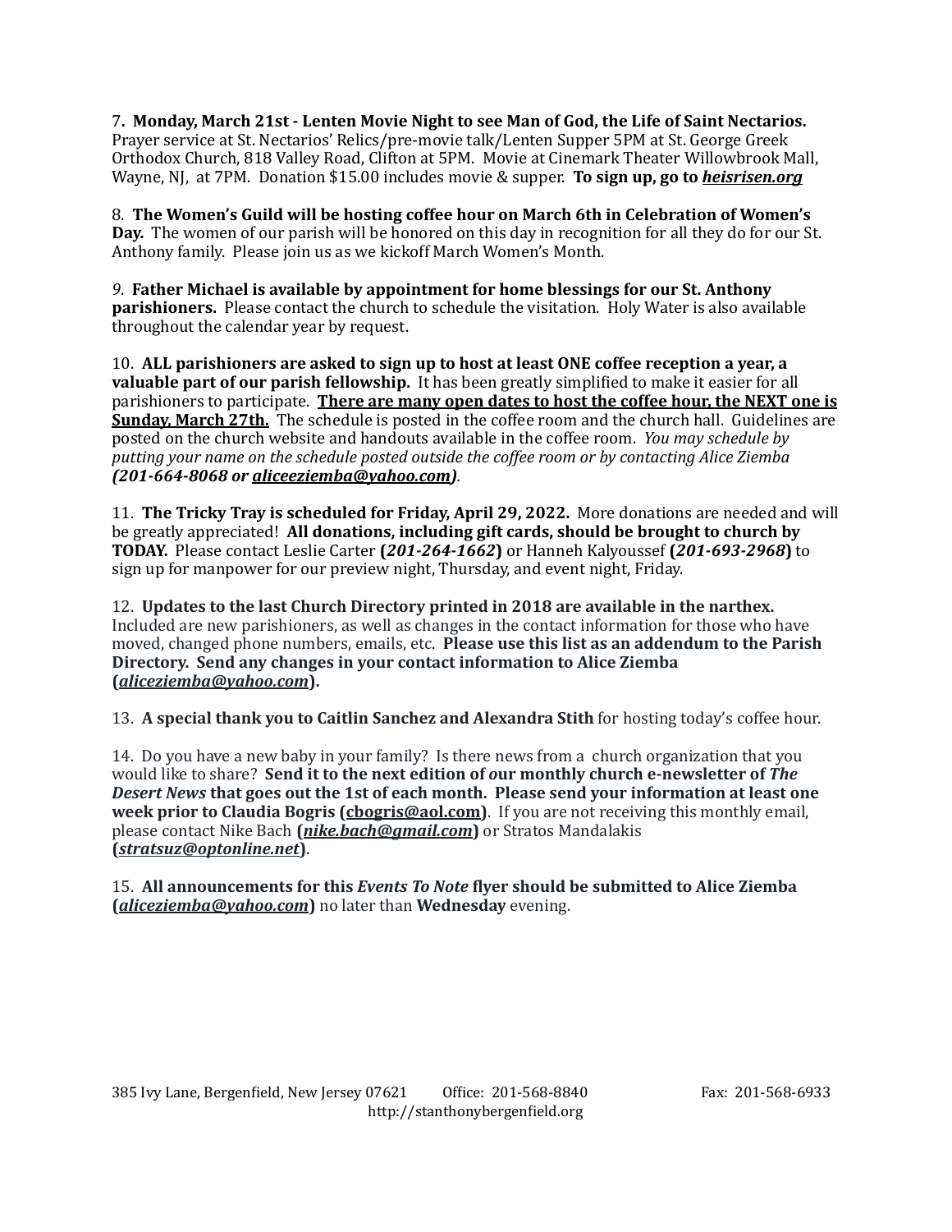7**. Monday, March 21st - Lenten Movie Night to see Man of God, the Life of Saint Nectarios.** Prayer service at St. Nectarios' Relics/pre-movie talk/Lenten Supper 5PM at St. George Greek Orthodox Church, 818 Valley Road, Clifton at 5PM. Movie at Cinemark Theater Willowbrook Mall, Wayne, NJ, at 7PM. Donation $15.00 includes movie & supper. **To sign up, go to _heisrisen.org_**

8. **The Women's Guild will be hosting coffee hour on March 6th in Celebration of Women's Day.** The women of our parish will be honored on this day in recognition for all they do for our St. Anthony family. Please join us as we kickoff March Women's Month.

*9*. **Father Michael is available by appointment for home blessings for our St. Anthony parishioners.** Please contact the church to schedule the visitation. Holy Water is also available throughout the calendar year by request.

10. **ALL parishioners are asked to sign up to host at least ONE coffee reception a year, a valuable part of our parish fellowship.** It has been greatly simplified to make it easier for all parishioners to participate. **<u>There are many open dates to host the coffee hour, the NEXT one is Sunday, March 27th.</u>** The schedule is posted in the coffee room and the church hall. Guidelines are posted on the church website and handouts available in the coffee room. *You may schedule by putting your name on the schedule posted outside the coffee room or by contacting Alice Ziemba* ***(201-664-8068 or <u>aliceeziemba@yahoo.com</u>)***.

11. **The Tricky Tray is scheduled for Friday, April 29, 2022.** More donations are needed and will be greatly appreciated! **All donations, including gift cards, should be brought to church by TODAY.** Please contact Leslie Carter **(*201-264-1662*)** or Hanneh Kalyoussef **(*201-693-2968*)** to sign up for manpower for our preview night, Thursday, and event night, Friday.

12. **Updates to the last Church Directory printed in 2018 are available in the narthex.** Included are new parishioners, as well as changes in the contact information for those who have moved, changed phone numbers, emails, etc. **Please use this list as an addendum to the Parish Directory. Send any changes in your contact information to Alice Ziemba (*aliceziemba@yahoo.com*).**

13. **A special thank you to Caitlin Sanchez and Alexandra Stith** for hosting today's coffee hour.

14. Do you have a new baby in your family? Is there news from a church organization that you would like to share? **Send it to the next edition of our monthly church e-newsletter of *The Desert News* that goes out the 1st of each month. Please send your information at least one week prior to Claudia Bogris (<u>cbogris@aol.com</u>)**. If you are not receiving this monthly email, please contact Nike Bach **(*nike.bach@gmail.com*)** or Stratos Mandalakis **(*stratsuz@optonline.net*)**.

15. **All announcements for this *Events To Note* flyer should be submitted to Alice Ziemba (*aliceziemba@yahoo.com*)** no later than **Wednesday** evening.

385 Ivy Lane, Bergenfield, New Jersey 07621 Office: 201-568-8840 Fax: 201-568-6933
http://stanthonybergenfield.org